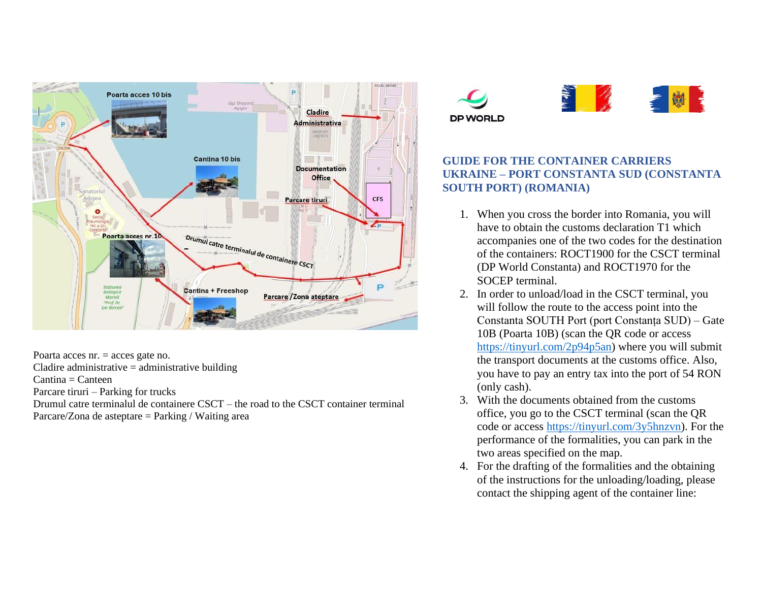Poarta acces nr. = acces gate no.
Cladire administrative = administrative building
Cantina = Canteen
Parcare tiruri – Parking for trucks
Drumul catre terminalul de containere CSCT – the road to the CSCT container terminal
Parcare/Zona de asteptare = Parking / Waiting area

## GUIDE FOR THE CONTAINER CARRIERS UKRAINE – PORT CONSTANTA SUD (CONSTANTA SOUTH PORT) (ROMANIA)

1. When you cross the border into Romania, you will have to obtain the customs declaration T1 which accompanies one of the two codes for the destination of the containers: ROCT1900 for the CSCT terminal (DP World Constanta) and ROCT1970 for the SOCEP terminal.
2. In order to unload/load in the CSCT terminal, you will follow the route to the access point into the Constanta SOUTH Port (port Constanța SUD) – Gate 10B (Poarta 10B) (scan the QR code or access https://tinyurl.com/2p94p5an) where you will submit the transport documents at the customs office. Also, you have to pay an entry tax into the port of 54 RON (only cash).
3. With the documents obtained from the customs office, you go to the CSCT terminal (scan the QR code or access https://tinyurl.com/3y5hnzvn). For the performance of the formalities, you can park in the two areas specified on the map.
4. For the drafting of the formalities and the obtaining of the instructions for the unloading/loading, please contact the shipping agent of the container line: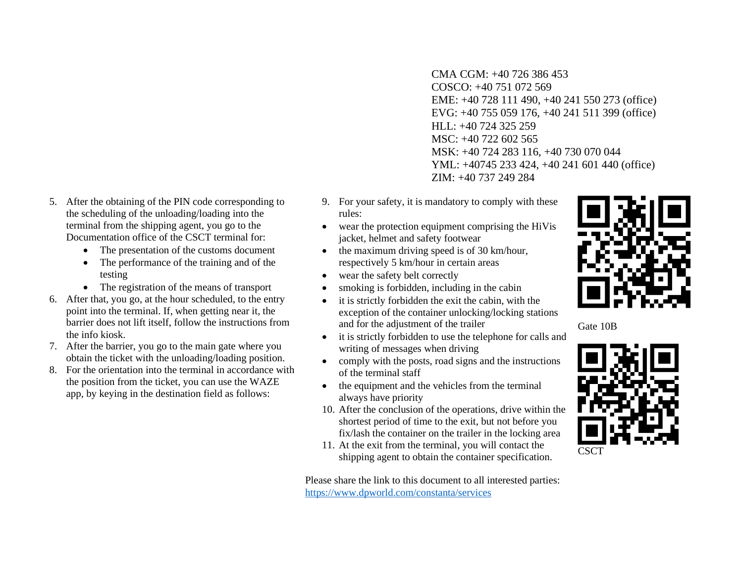CMA CGM: +40 726 386 453
COSCO: +40 751 072 569
EME: +40 728 111 490, +40 241 550 273 (office)
EVG: +40 755 059 176, +40 241 511 399 (office)
HLL: +40 724 325 259
MSC: +40 722 602 565
MSK: +40 724 283 116, +40 730 070 044
YML: +40745 233 424, +40 241 601 440 (office)
ZIM: +40 737 249 284

5. After the obtaining of the PIN code corresponding to the scheduling of the unloading/loading into the terminal from the shipping agent, you go to the Documentation office of the CSCT terminal for:
   - The presentation of the customs document
   - The performance of the training and of the testing
   - The registration of the means of transport
6. After that, you go, at the hour scheduled, to the entry point into the terminal. If, when getting near it, the barrier does not lift itself, follow the instructions from the info kiosk.
7. After the barrier, you go to the main gate where you obtain the ticket with the unloading/loading position.
8. For the orientation into the terminal in accordance with the position from the ticket, you can use the WAZE app, by keying in the destination field as follows:
9. For your safety, it is mandatory to comply with these rules:
   - wear the protection equipment comprising the HiVis jacket, helmet and safety footwear
   - the maximum driving speed is of 30 km/hour, respectively 5 km/hour in certain areas
   - wear the safety belt correctly
   - smoking is forbidden, including in the cabin
   - it is strictly forbidden the exit the cabin, with the exception of the container unlocking/locking stations and for the adjustment of the trailer
   - it is strictly forbidden to use the telephone for calls and writing of messages when driving
   - comply with the posts, road signs and the instructions of the terminal staff
   - the equipment and the vehicles from the terminal always have priority
10. After the conclusion of the operations, drive within the shortest period of time to the exit, but not before you fix/lash the container on the trailer in the locking area
11. At the exit from the terminal, you will contact the shipping agent to obtain the container specification.

Gate 10B

CSCT

Please share the link to this document to all interested parties:
https://www.dpworld.com/constanta/services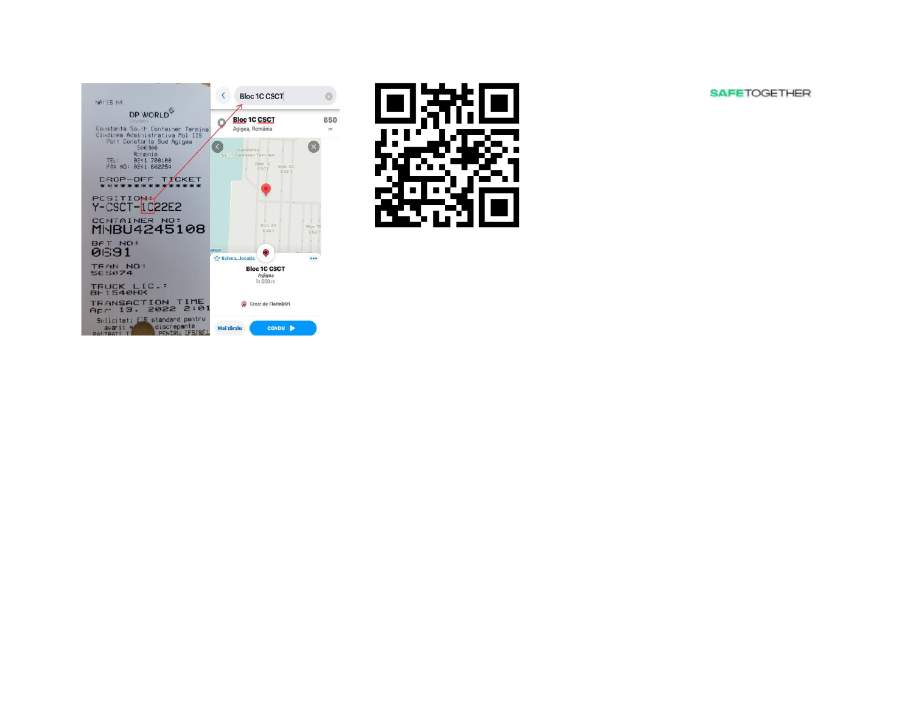NAVIS N4

DP WORLD

Constanta South Container Terminal
Cladirea Administrativa Mol IIS
Port Constanta Sud Agigea
900900
Romania
TEL: 0241 700100
FAX NO: 0241 602254

DROP-OFF TICKET

POSITION:
Y-CSCT-1C22E2

CONTAINER NO:
MNBU4245108

BAT NO:
0691

TRAN NO:
SE5074

TRUCK LIC.:
BH 1540HX

TRANSACTION TIME
Apr 13, 2022 2:01

Solicitati EIR standard pentru avarii s... discrepante
PASTRATI T... PENTRU IESIRE

Bloc 1C CSCT

Bloc 1C CSCT
Agigea, România
650 m

Constanta South Container Terminal

Bloc 1C CSCT

Bloc 4C CSCT

Bloc 2D CSCT

Bloc 7E CSCT

Salvea...locația

Bloc 1C CSCT
Agigea
În 550 m

Creat de FlorinD01

Mai târziu

CONDU